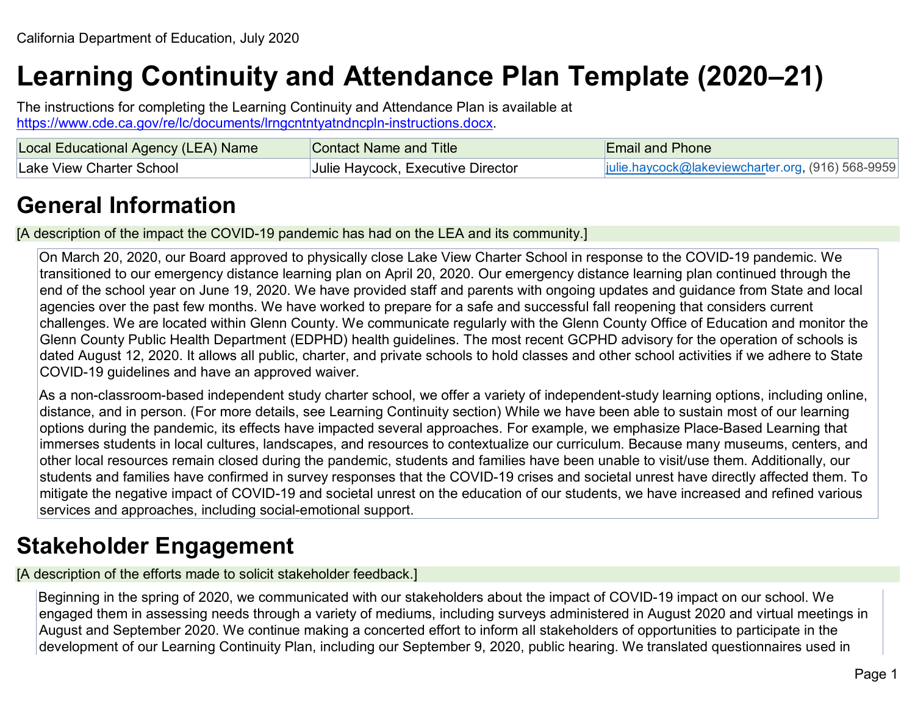California Department of Education, July 2020

# Learning Continuity and Attendance Plan Template (2020–21)

The instructions for completing the Learning Continuity and Attendance Plan is available at https://www.cde.ca.gov/re/lc/documents/lrngcntntyatndncpln-instructions.docx.

| Local Educational Agency (LEA) Name | Contact Name and Title | Email and Phone |
|---|---|---|
| Lake View Charter School | Julie Haycock, Executive Director | julie.haycock@lakeviewcharter.org, (916) 568-9959 |

## General Information

[A description of the impact the COVID-19 pandemic has had on the LEA and its community.]

On March 20, 2020, our Board approved to physically close Lake View Charter School in response to the COVID-19 pandemic. We transitioned to our emergency distance learning plan on April 20, 2020. Our emergency distance learning plan continued through the end of the school year on June 19, 2020. We have provided staff and parents with ongoing updates and guidance from State and local agencies over the past few months. We have worked to prepare for a safe and successful fall reopening that considers current challenges. We are located within Glenn County. We communicate regularly with the Glenn County Office of Education and monitor the Glenn County Public Health Department (EDPHD) health guidelines. The most recent GCPHD advisory for the operation of schools is dated August 12, 2020. It allows all public, charter, and private schools to hold classes and other school activities if we adhere to State COVID-19 guidelines and have an approved waiver.

As a non-classroom-based independent study charter school, we offer a variety of independent-study learning options, including online, distance, and in person. (For more details, see Learning Continuity section) While we have been able to sustain most of our learning options during the pandemic, its effects have impacted several approaches. For example, we emphasize Place-Based Learning that immerses students in local cultures, landscapes, and resources to contextualize our curriculum. Because many museums, centers, and other local resources remain closed during the pandemic, students and families have been unable to visit/use them. Additionally, our students and families have confirmed in survey responses that the COVID-19 crises and societal unrest have directly affected them. To mitigate the negative impact of COVID-19 and societal unrest on the education of our students, we have increased and refined various services and approaches, including social-emotional support.

## Stakeholder Engagement

[A description of the efforts made to solicit stakeholder feedback.]

Beginning in the spring of 2020, we communicated with our stakeholders about the impact of COVID-19 impact on our school. We engaged them in assessing needs through a variety of mediums, including surveys administered in August 2020 and virtual meetings in August and September 2020. We continue making a concerted effort to inform all stakeholders of opportunities to participate in the development of our Learning Continuity Plan, including our September 9, 2020, public hearing. We translated questionnaires used in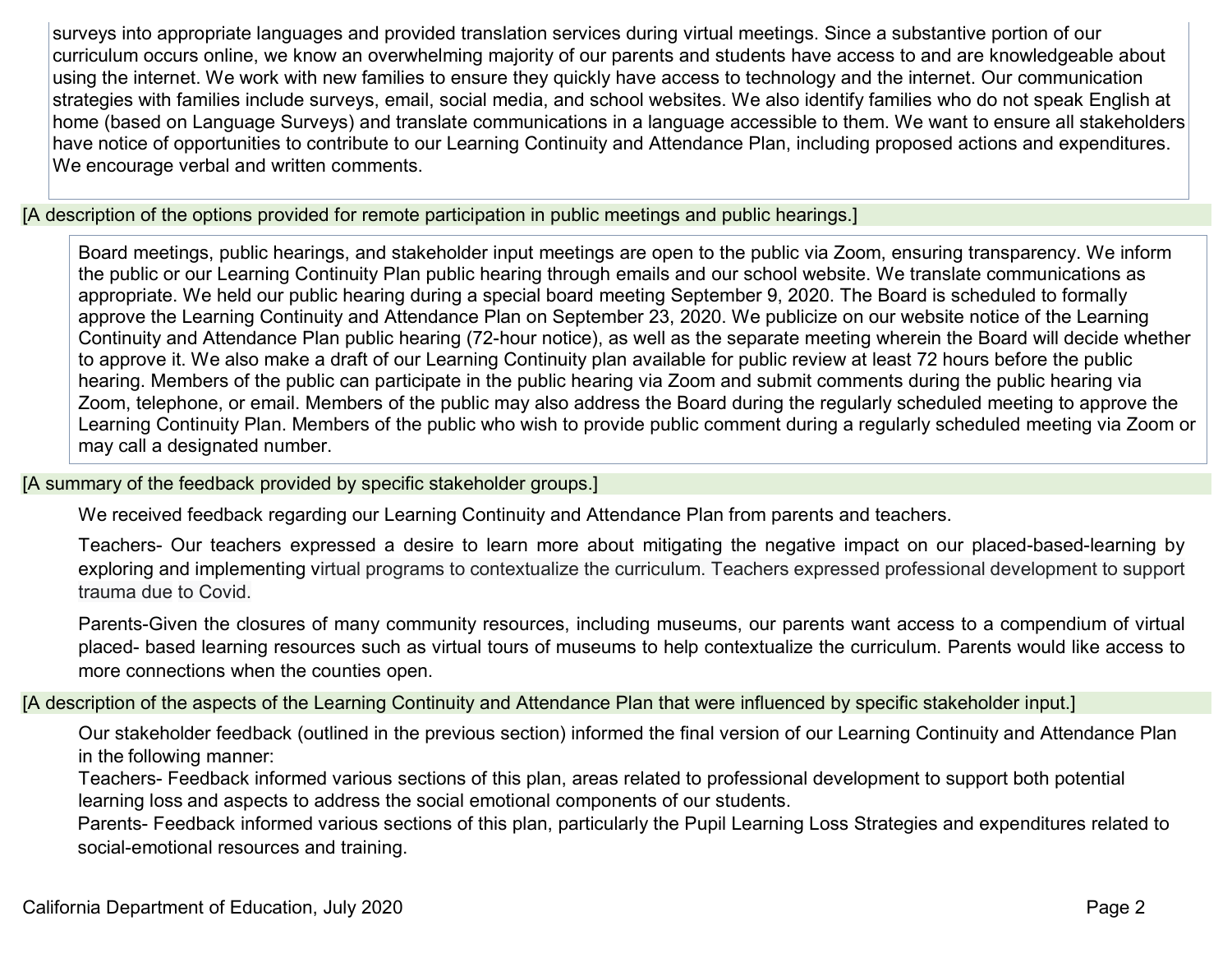surveys into appropriate languages and provided translation services during virtual meetings. Since a substantive portion of our curriculum occurs online, we know an overwhelming majority of our parents and students have access to and are knowledgeable about using the internet. We work with new families to ensure they quickly have access to technology and the internet. Our communication strategies with families include surveys, email, social media, and school websites. We also identify families who do not speak English at home (based on Language Surveys) and translate communications in a language accessible to them. We want to ensure all stakeholders have notice of opportunities to contribute to our Learning Continuity and Attendance Plan, including proposed actions and expenditures. We encourage verbal and written comments.

[A description of the options provided for remote participation in public meetings and public hearings.]

Board meetings, public hearings, and stakeholder input meetings are open to the public via Zoom, ensuring transparency. We inform the public or our Learning Continuity Plan public hearing through emails and our school website. We translate communications as appropriate. We held our public hearing during a special board meeting September 9, 2020. The Board is scheduled to formally approve the Learning Continuity and Attendance Plan on September 23, 2020. We publicize on our website notice of the Learning Continuity and Attendance Plan public hearing (72-hour notice), as well as the separate meeting wherein the Board will decide whether to approve it. We also make a draft of our Learning Continuity plan available for public review at least 72 hours before the public hearing. Members of the public can participate in the public hearing via Zoom and submit comments during the public hearing via Zoom, telephone, or email. Members of the public may also address the Board during the regularly scheduled meeting to approve the Learning Continuity Plan. Members of the public who wish to provide public comment during a regularly scheduled meeting via Zoom or may call a designated number.

[A summary of the feedback provided by specific stakeholder groups.]

We received feedback regarding our Learning Continuity and Attendance Plan from parents and teachers.

Teachers- Our teachers expressed a desire to learn more about mitigating the negative impact on our placed-based-learning by exploring and implementing virtual programs to contextualize the curriculum. Teachers expressed professional development to support trauma due to Covid.

Parents-Given the closures of many community resources, including museums, our parents want access to a compendium of virtual placed- based learning resources such as virtual tours of museums to help contextualize the curriculum. Parents would like access to more connections when the counties open.

[A description of the aspects of the Learning Continuity and Attendance Plan that were influenced by specific stakeholder input.]

Our stakeholder feedback (outlined in the previous section) informed the final version of our Learning Continuity and Attendance Plan in the following manner:

Teachers- Feedback informed various sections of this plan, areas related to professional development to support both potential learning loss and aspects to address the social emotional components of our students.

Parents- Feedback informed various sections of this plan, particularly the Pupil Learning Loss Strategies and expenditures related to social-emotional resources and training.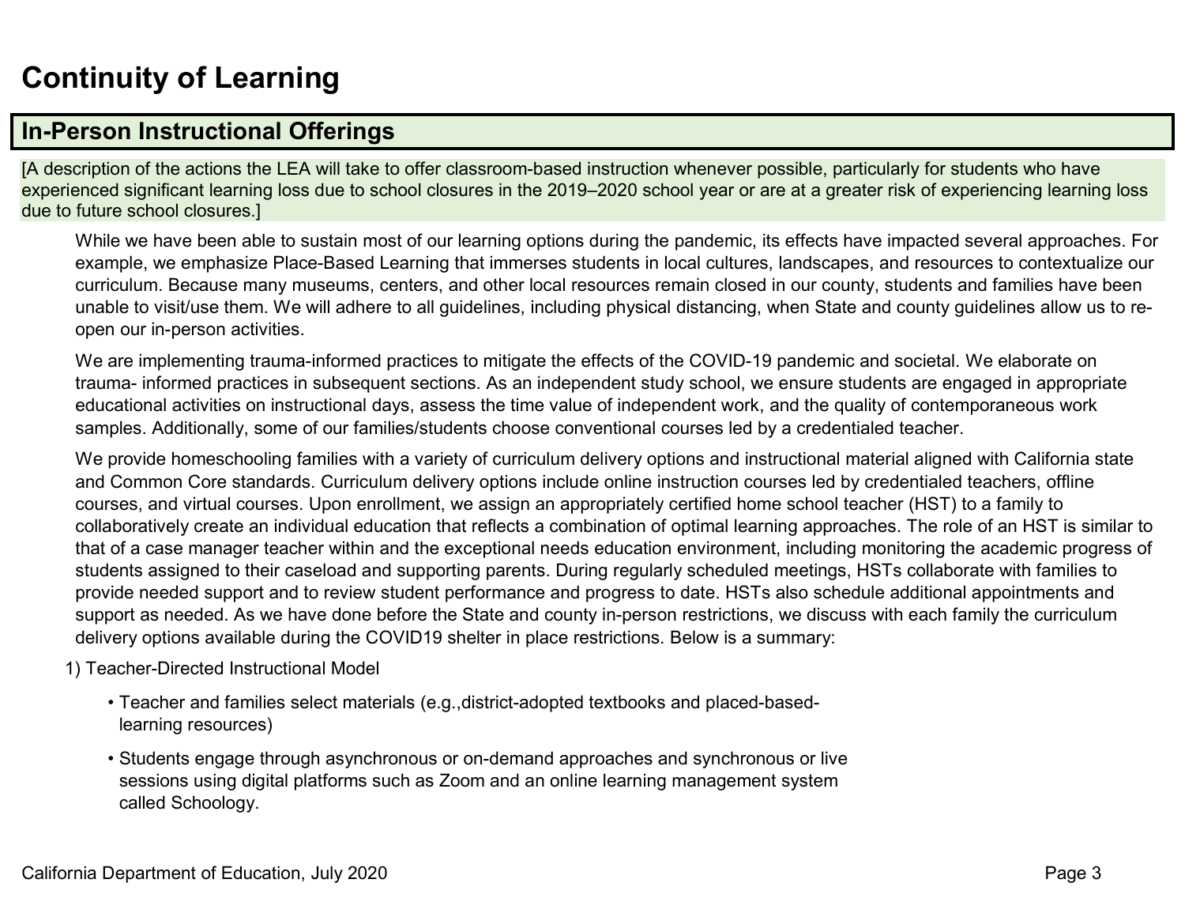# Continuity of Learning

## In-Person Instructional Offerings

[A description of the actions the LEA will take to offer classroom-based instruction whenever possible, particularly for students who have experienced significant learning loss due to school closures in the 2019–2020 school year or are at a greater risk of experiencing learning loss due to future school closures.]

While we have been able to sustain most of our learning options during the pandemic, its effects have impacted several approaches. For example, we emphasize Place-Based Learning that immerses students in local cultures, landscapes, and resources to contextualize our curriculum. Because many museums, centers, and other local resources remain closed in our county, students and families have been unable to visit/use them. We will adhere to all guidelines, including physical distancing, when State and county guidelines allow us to re-open our in-person activities.

We are implementing trauma-informed practices to mitigate the effects of the COVID-19 pandemic and societal. We elaborate on trauma- informed practices in subsequent sections. As an independent study school, we ensure students are engaged in appropriate educational activities on instructional days, assess the time value of independent work, and the quality of contemporaneous work samples. Additionally, some of our families/students choose conventional courses led by a credentialed teacher.

We provide homeschooling families with a variety of curriculum delivery options and instructional material aligned with California state and Common Core standards. Curriculum delivery options include online instruction courses led by credentialed teachers, offline courses, and virtual courses. Upon enrollment, we assign an appropriately certified home school teacher (HST) to a family to collaboratively create an individual education that reflects a combination of optimal learning approaches. The role of an HST is similar to that of a case manager teacher within and the exceptional needs education environment, including monitoring the academic progress of students assigned to their caseload and supporting parents. During regularly scheduled meetings, HSTs collaborate with families to provide needed support and to review student performance and progress to date. HSTs also schedule additional appointments and support as needed. As we have done before the State and county in-person restrictions, we discuss with each family the curriculum delivery options available during the COVID19 shelter in place restrictions. Below is a summary:

1) Teacher-Directed Instructional Model

- Teacher and families select materials (e.g.,district-adopted textbooks and placed-based-learning resources)
- Students engage through asynchronous or on-demand approaches and synchronous or live sessions using digital platforms such as Zoom and an online learning management system called Schoology.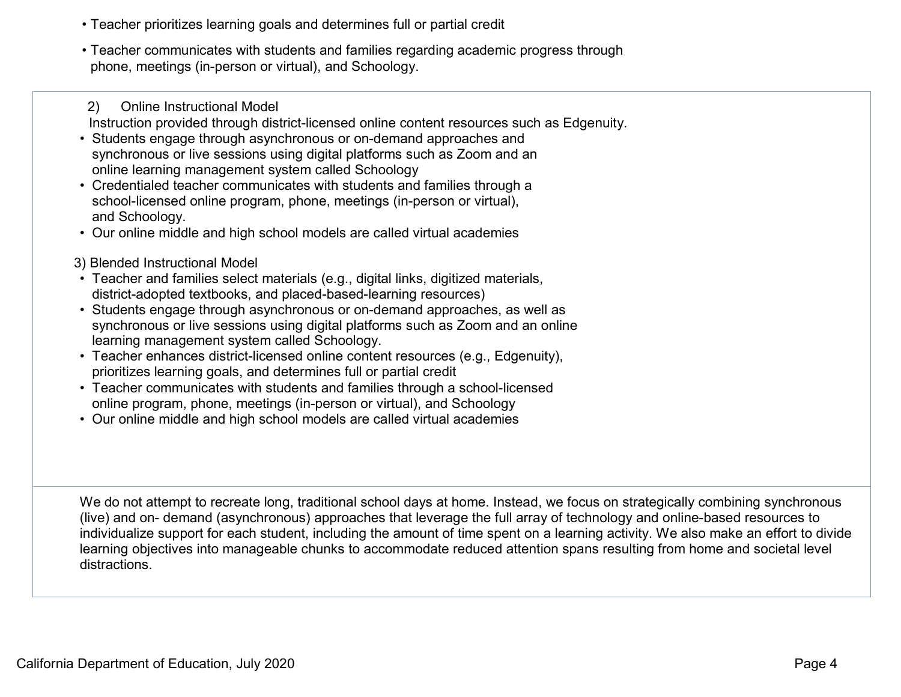- Teacher prioritizes learning goals and determines full or partial credit
- Teacher communicates with students and families regarding academic progress through phone, meetings (in-person or virtual), and Schoology.

2) Online Instructional Model

Instruction provided through district-licensed online content resources such as Edgenuity.

- Students engage through asynchronous or on-demand approaches and synchronous or live sessions using digital platforms such as Zoom and an online learning management system called Schoology
- Credentialed teacher communicates with students and families through a school-licensed online program, phone, meetings (in-person or virtual), and Schoology.
- Our online middle and high school models are called virtual academies

3) Blended Instructional Model

- Teacher and families select materials (e.g., digital links, digitized materials, district-adopted textbooks, and placed-based-learning resources)
- Students engage through asynchronous or on-demand approaches, as well as synchronous or live sessions using digital platforms such as Zoom and an online learning management system called Schoology.
- Teacher enhances district-licensed online content resources (e.g., Edgenuity), prioritizes learning goals, and determines full or partial credit
- Teacher communicates with students and families through a school-licensed online program, phone, meetings (in-person or virtual), and Schoology
- Our online middle and high school models are called virtual academies

We do not attempt to recreate long, traditional school days at home. Instead, we focus on strategically combining synchronous (live) and on- demand (asynchronous) approaches that leverage the full array of technology and online-based resources to individualize support for each student, including the amount of time spent on a learning activity. We also make an effort to divide learning objectives into manageable chunks to accommodate reduced attention spans resulting from home and societal level distractions.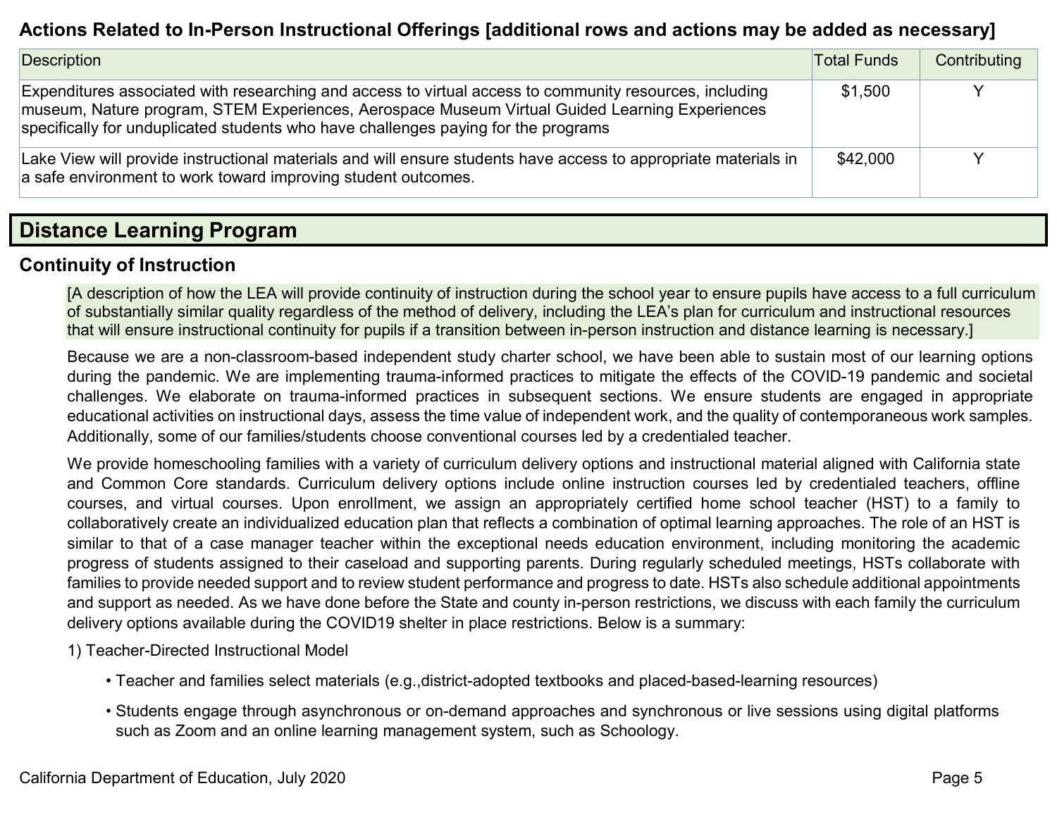### Actions Related to In-Person Instructional Offerings [additional rows and actions may be added as necessary]

| Description | Total Funds | Contributing |
|---|---|---|
| Expenditures associated with researching and access to virtual access to community resources, including museum, Nature program, STEM Experiences, Aerospace Museum Virtual Guided Learning Experiences specifically for unduplicated students who have challenges paying for the programs | $1,500 | Y |
| Lake View will provide instructional materials and will ensure students have access to appropriate materials in a safe environment to work toward improving student outcomes. | $42,000 | Y |

## Distance Learning Program

### Continuity of Instruction

[A description of how the LEA will provide continuity of instruction during the school year to ensure pupils have access to a full curriculum of substantially similar quality regardless of the method of delivery, including the LEA's plan for curriculum and instructional resources that will ensure instructional continuity for pupils if a transition between in-person instruction and distance learning is necessary.]

Because we are a non-classroom-based independent study charter school, we have been able to sustain most of our learning options during the pandemic. We are implementing trauma-informed practices to mitigate the effects of the COVID-19 pandemic and societal challenges. We elaborate on trauma-informed practices in subsequent sections. We ensure students are engaged in appropriate educational activities on instructional days, assess the time value of independent work, and the quality of contemporaneous work samples. Additionally, some of our families/students choose conventional courses led by a credentialed teacher.

We provide homeschooling families with a variety of curriculum delivery options and instructional material aligned with California state and Common Core standards. Curriculum delivery options include online instruction courses led by credentialed teachers, offline courses, and virtual courses. Upon enrollment, we assign an appropriately certified home school teacher (HST) to a family to collaboratively create an individualized education plan that reflects a combination of optimal learning approaches. The role of an HST is similar to that of a case manager teacher within the exceptional needs education environment, including monitoring the academic progress of students assigned to their caseload and supporting parents. During regularly scheduled meetings, HSTs collaborate with families to provide needed support and to review student performance and progress to date. HSTs also schedule additional appointments and support as needed. As we have done before the State and county in-person restrictions, we discuss with each family the curriculum delivery options available during the COVID19 shelter in place restrictions. Below is a summary:

1) Teacher-Directed Instructional Model

- Teacher and families select materials (e.g.,district-adopted textbooks and placed-based-learning resources)
- Students engage through asynchronous or on-demand approaches and synchronous or live sessions using digital platforms such as Zoom and an online learning management system, such as Schoology.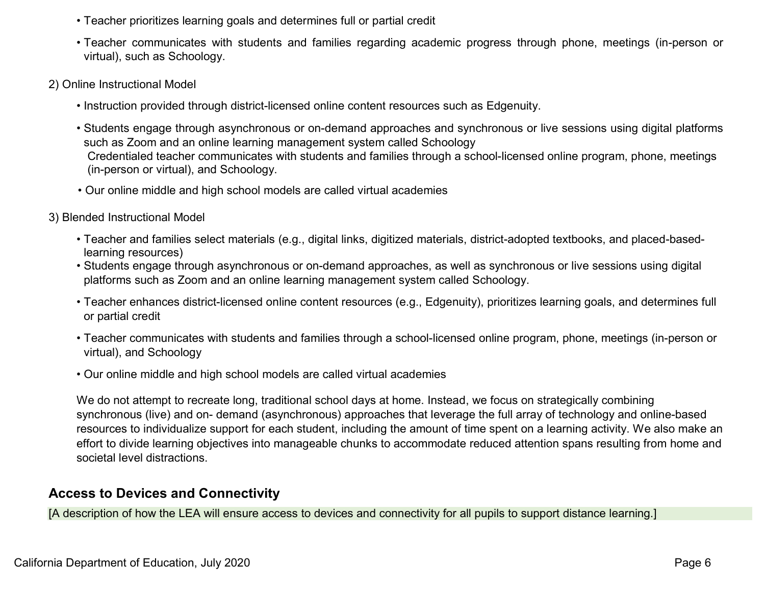- Teacher prioritizes learning goals and determines full or partial credit
- Teacher communicates with students and families regarding academic progress through phone, meetings (in-person or virtual), such as Schoology.

2) Online Instructional Model

- Instruction provided through district-licensed online content resources such as Edgenuity.
- Students engage through asynchronous or on-demand approaches and synchronous or live sessions using digital platforms such as Zoom and an online learning management system called Schoology
  Credentialed teacher communicates with students and families through a school-licensed online program, phone, meetings (in-person or virtual), and Schoology.
- Our online middle and high school models are called virtual academies

3) Blended Instructional Model

- Teacher and families select materials (e.g., digital links, digitized materials, district-adopted textbooks, and placed-based-learning resources)
- Students engage through asynchronous or on-demand approaches, as well as synchronous or live sessions using digital platforms such as Zoom and an online learning management system called Schoology.
- Teacher enhances district-licensed online content resources (e.g., Edgenuity), prioritizes learning goals, and determines full or partial credit
- Teacher communicates with students and families through a school-licensed online program, phone, meetings (in-person or virtual), and Schoology
- Our online middle and high school models are called virtual academies

We do not attempt to recreate long, traditional school days at home. Instead, we focus on strategically combining synchronous (live) and on- demand (asynchronous) approaches that leverage the full array of technology and online-based resources to individualize support for each student, including the amount of time spent on a learning activity. We also make an effort to divide learning objectives into manageable chunks to accommodate reduced attention spans resulting from home and societal level distractions.

## Access to Devices and Connectivity

[A description of how the LEA will ensure access to devices and connectivity for all pupils to support distance learning.]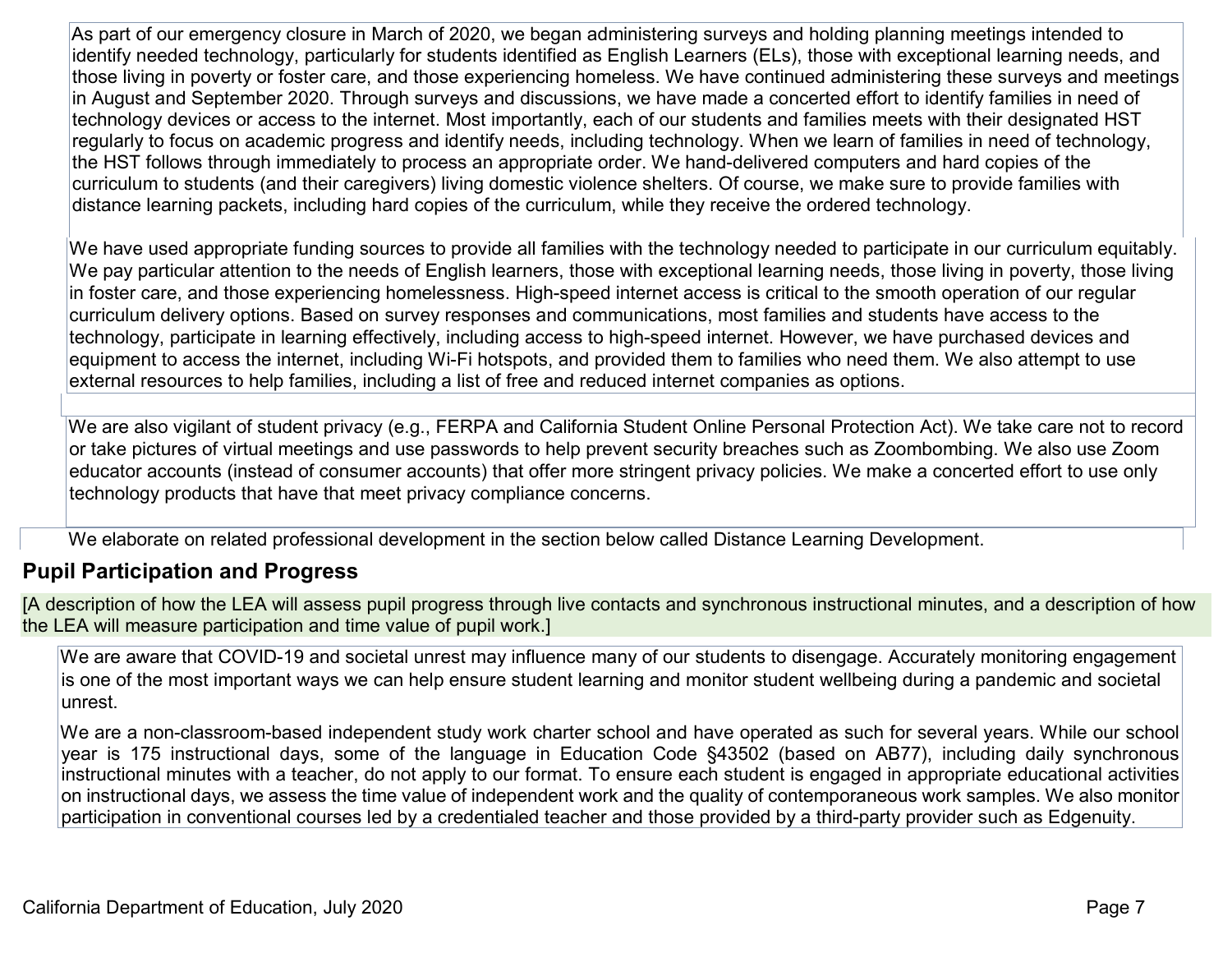As part of our emergency closure in March of 2020, we began administering surveys and holding planning meetings intended to identify needed technology, particularly for students identified as English Learners (ELs), those with exceptional learning needs, and those living in poverty or foster care, and those experiencing homeless. We have continued administering these surveys and meetings in August and September 2020. Through surveys and discussions, we have made a concerted effort to identify families in need of technology devices or access to the internet. Most importantly, each of our students and families meets with their designated HST regularly to focus on academic progress and identify needs, including technology. When we learn of families in need of technology, the HST follows through immediately to process an appropriate order. We hand-delivered computers and hard copies of the curriculum to students (and their caregivers) living domestic violence shelters. Of course, we make sure to provide families with distance learning packets, including hard copies of the curriculum, while they receive the ordered technology.

We have used appropriate funding sources to provide all families with the technology needed to participate in our curriculum equitably. We pay particular attention to the needs of English learners, those with exceptional learning needs, those living in poverty, those living in foster care, and those experiencing homelessness. High-speed internet access is critical to the smooth operation of our regular curriculum delivery options. Based on survey responses and communications, most families and students have access to the technology, participate in learning effectively, including access to high-speed internet. However, we have purchased devices and equipment to access the internet, including Wi-Fi hotspots, and provided them to families who need them. We also attempt to use external resources to help families, including a list of free and reduced internet companies as options.

We are also vigilant of student privacy (e.g., FERPA and California Student Online Personal Protection Act). We take care not to record or take pictures of virtual meetings and use passwords to help prevent security breaches such as Zoombombing. We also use Zoom educator accounts (instead of consumer accounts) that offer more stringent privacy policies. We make a concerted effort to use only technology products that have that meet privacy compliance concerns.

We elaborate on related professional development in the section below called Distance Learning Development.

## Pupil Participation and Progress

[A description of how the LEA will assess pupil progress through live contacts and synchronous instructional minutes, and a description of how the LEA will measure participation and time value of pupil work.]

We are aware that COVID-19 and societal unrest may influence many of our students to disengage. Accurately monitoring engagement is one of the most important ways we can help ensure student learning and monitor student wellbeing during a pandemic and societal unrest.

We are a non-classroom-based independent study work charter school and have operated as such for several years. While our school year is 175 instructional days, some of the language in Education Code §43502 (based on AB77), including daily synchronous instructional minutes with a teacher, do not apply to our format. To ensure each student is engaged in appropriate educational activities on instructional days, we assess the time value of independent work and the quality of contemporaneous work samples. We also monitor participation in conventional courses led by a credentialed teacher and those provided by a third-party provider such as Edgenuity.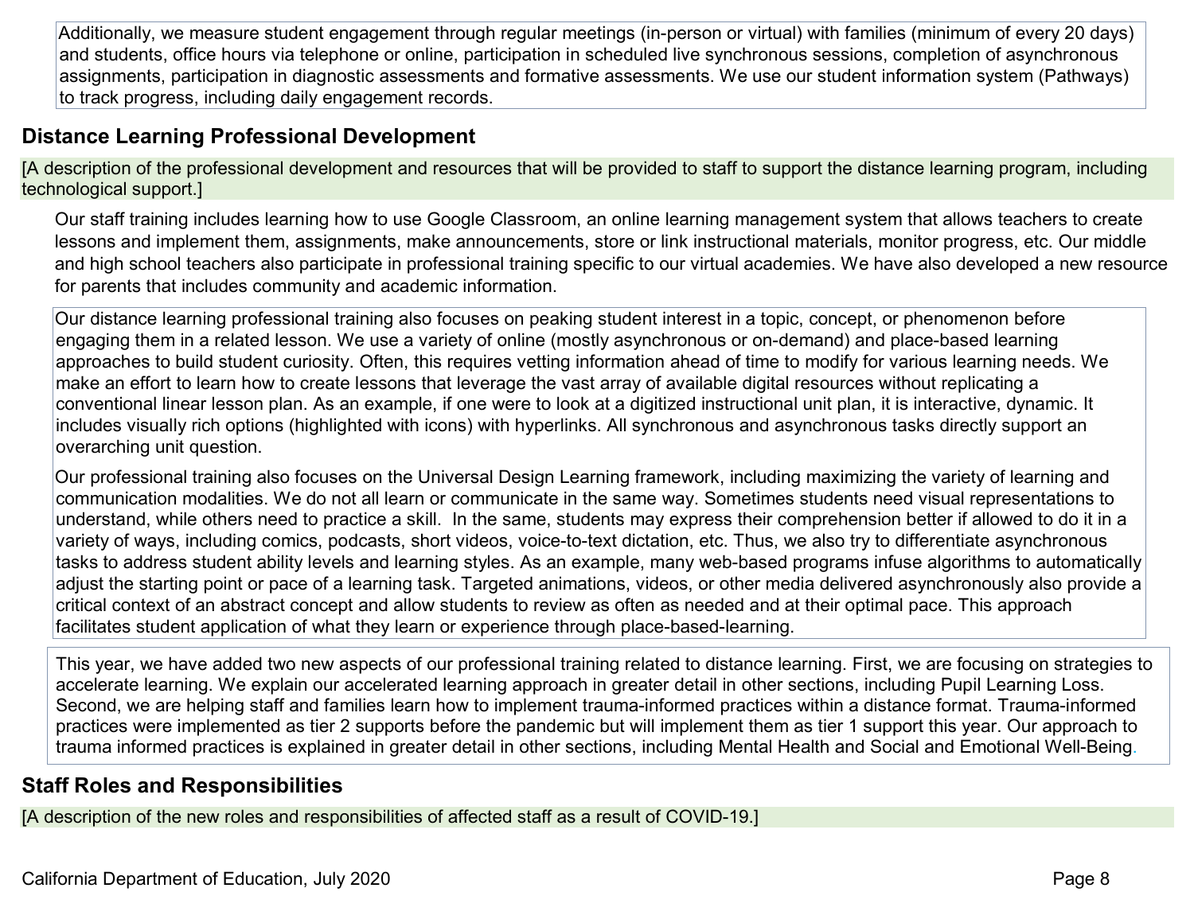Additionally, we measure student engagement through regular meetings (in-person or virtual) with families (minimum of every 20 days) and students, office hours via telephone or online, participation in scheduled live synchronous sessions, completion of asynchronous assignments, participation in diagnostic assessments and formative assessments. We use our student information system (Pathways) to track progress, including daily engagement records.

## Distance Learning Professional Development

[A description of the professional development and resources that will be provided to staff to support the distance learning program, including technological support.]

Our staff training includes learning how to use Google Classroom, an online learning management system that allows teachers to create lessons and implement them, assignments, make announcements, store or link instructional materials, monitor progress, etc. Our middle and high school teachers also participate in professional training specific to our virtual academies. We have also developed a new resource for parents that includes community and academic information.

Our distance learning professional training also focuses on peaking student interest in a topic, concept, or phenomenon before engaging them in a related lesson. We use a variety of online (mostly asynchronous or on-demand) and place-based learning approaches to build student curiosity. Often, this requires vetting information ahead of time to modify for various learning needs. We make an effort to learn how to create lessons that leverage the vast array of available digital resources without replicating a conventional linear lesson plan. As an example, if one were to look at a digitized instructional unit plan, it is interactive, dynamic. It includes visually rich options (highlighted with icons) with hyperlinks. All synchronous and asynchronous tasks directly support an overarching unit question.

Our professional training also focuses on the Universal Design Learning framework, including maximizing the variety of learning and communication modalities. We do not all learn or communicate in the same way. Sometimes students need visual representations to understand, while others need to practice a skill. In the same, students may express their comprehension better if allowed to do it in a variety of ways, including comics, podcasts, short videos, voice-to-text dictation, etc. Thus, we also try to differentiate asynchronous tasks to address student ability levels and learning styles. As an example, many web-based programs infuse algorithms to automatically adjust the starting point or pace of a learning task. Targeted animations, videos, or other media delivered asynchronously also provide a critical context of an abstract concept and allow students to review as often as needed and at their optimal pace. This approach facilitates student application of what they learn or experience through place-based-learning.

This year, we have added two new aspects of our professional training related to distance learning. First, we are focusing on strategies to accelerate learning. We explain our accelerated learning approach in greater detail in other sections, including Pupil Learning Loss. Second, we are helping staff and families learn how to implement trauma-informed practices within a distance format. Trauma-informed practices were implemented as tier 2 supports before the pandemic but will implement them as tier 1 support this year. Our approach to trauma informed practices is explained in greater detail in other sections, including Mental Health and Social and Emotional Well-Being.

## Staff Roles and Responsibilities

[A description of the new roles and responsibilities of affected staff as a result of COVID-19.]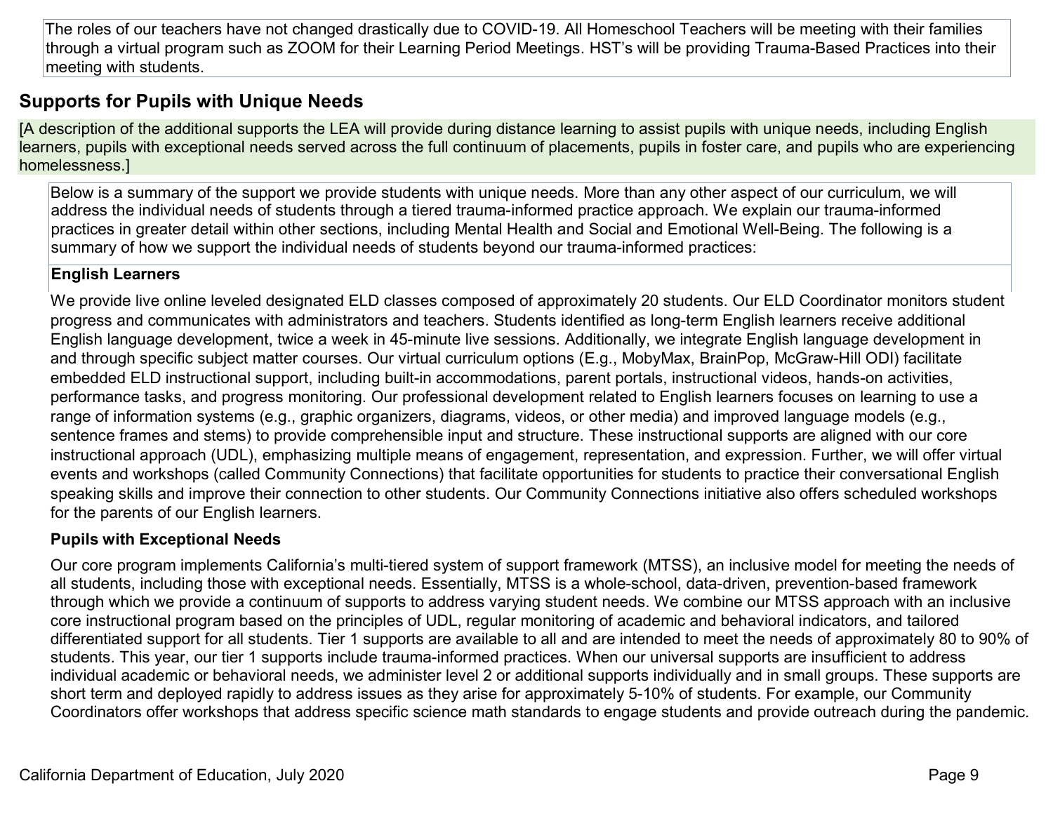The roles of our teachers have not changed drastically due to COVID-19. All Homeschool Teachers will be meeting with their families through a virtual program such as ZOOM for their Learning Period Meetings. HST's will be providing Trauma-Based Practices into their meeting with students.

## Supports for Pupils with Unique Needs

[A description of the additional supports the LEA will provide during distance learning to assist pupils with unique needs, including English learners, pupils with exceptional needs served across the full continuum of placements, pupils in foster care, and pupils who are experiencing homelessness.]

Below is a summary of the support we provide students with unique needs. More than any other aspect of our curriculum, we will address the individual needs of students through a tiered trauma-informed practice approach. We explain our trauma-informed practices in greater detail within other sections, including Mental Health and Social and Emotional Well-Being. The following is a summary of how we support the individual needs of students beyond our trauma-informed practices:

**English Learners**

We provide live online leveled designated ELD classes composed of approximately 20 students. Our ELD Coordinator monitors student progress and communicates with administrators and teachers. Students identified as long-term English learners receive additional English language development, twice a week in 45-minute live sessions. Additionally, we integrate English language development in and through specific subject matter courses. Our virtual curriculum options (E.g., MobyMax, BrainPop, McGraw-Hill ODI) facilitate embedded ELD instructional support, including built-in accommodations, parent portals, instructional videos, hands-on activities, performance tasks, and progress monitoring. Our professional development related to English learners focuses on learning to use a range of information systems (e.g., graphic organizers, diagrams, videos, or other media) and improved language models (e.g., sentence frames and stems) to provide comprehensible input and structure. These instructional supports are aligned with our core instructional approach (UDL), emphasizing multiple means of engagement, representation, and expression. Further, we will offer virtual events and workshops (called Community Connections) that facilitate opportunities for students to practice their conversational English speaking skills and improve their connection to other students. Our Community Connections initiative also offers scheduled workshops for the parents of our English learners.

**Pupils with Exceptional Needs**

Our core program implements California's multi-tiered system of support framework (MTSS), an inclusive model for meeting the needs of all students, including those with exceptional needs. Essentially, MTSS is a whole-school, data-driven, prevention-based framework through which we provide a continuum of supports to address varying student needs. We combine our MTSS approach with an inclusive core instructional program based on the principles of UDL, regular monitoring of academic and behavioral indicators, and tailored differentiated support for all students. Tier 1 supports are available to all and are intended to meet the needs of approximately 80 to 90% of students. This year, our tier 1 supports include trauma-informed practices. When our universal supports are insufficient to address individual academic or behavioral needs, we administer level 2 or additional supports individually and in small groups. These supports are short term and deployed rapidly to address issues as they arise for approximately 5-10% of students. For example, our Community Coordinators offer workshops that address specific science math standards to engage students and provide outreach during the pandemic.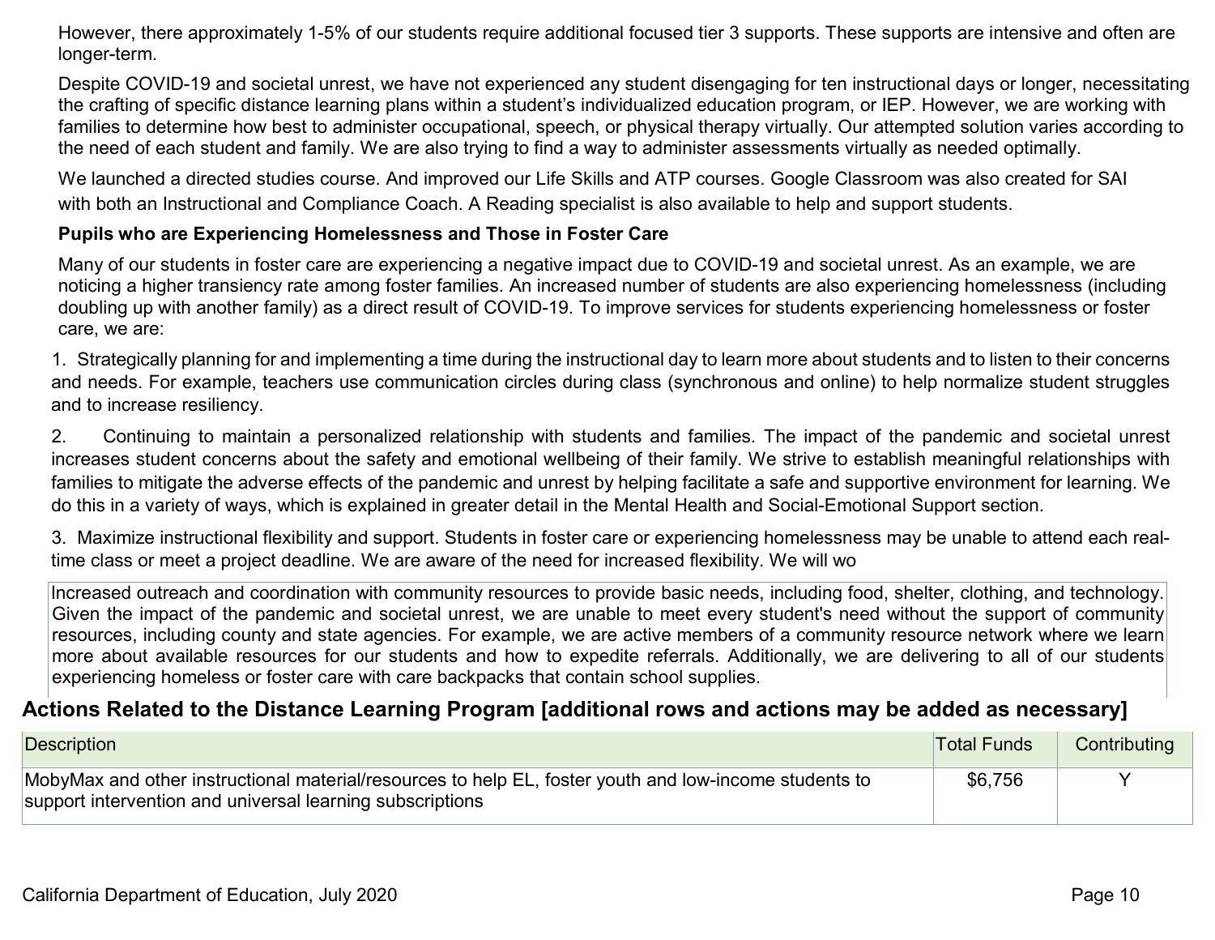However, there approximately 1-5% of our students require additional focused tier 3 supports. These supports are intensive and often are longer-term.

Despite COVID-19 and societal unrest, we have not experienced any student disengaging for ten instructional days or longer, necessitating the crafting of specific distance learning plans within a student's individualized education program, or IEP. However, we are working with families to determine how best to administer occupational, speech, or physical therapy virtually. Our attempted solution varies according to the need of each student and family. We are also trying to find a way to administer assessments virtually as needed optimally.

We launched a directed studies course. And improved our Life Skills and ATP courses. Google Classroom was also created for SAI with both an Instructional and Compliance Coach. A Reading specialist is also available to help and support students.

**Pupils who are Experiencing Homelessness and Those in Foster Care**

Many of our students in foster care are experiencing a negative impact due to COVID-19 and societal unrest. As an example, we are noticing a higher transiency rate among foster families. An increased number of students are also experiencing homelessness (including doubling up with another family) as a direct result of COVID-19. To improve services for students experiencing homelessness or foster care, we are:

1. Strategically planning for and implementing a time during the instructional day to learn more about students and to listen to their concerns and needs. For example, teachers use communication circles during class (synchronous and online) to help normalize student struggles and to increase resiliency.

2. Continuing to maintain a personalized relationship with students and families. The impact of the pandemic and societal unrest increases student concerns about the safety and emotional wellbeing of their family. We strive to establish meaningful relationships with families to mitigate the adverse effects of the pandemic and unrest by helping facilitate a safe and supportive environment for learning. We do this in a variety of ways, which is explained in greater detail in the Mental Health and Social-Emotional Support section.

3. Maximize instructional flexibility and support. Students in foster care or experiencing homelessness may be unable to attend each real-time class or meet a project deadline. We are aware of the need for increased flexibility. We will wo

Increased outreach and coordination with community resources to provide basic needs, including food, shelter, clothing, and technology. Given the impact of the pandemic and societal unrest, we are unable to meet every student's need without the support of community resources, including county and state agencies. For example, we are active members of a community resource network where we learn more about available resources for our students and how to expedite referrals. Additionally, we are delivering to all of our students experiencing homeless or foster care with care backpacks that contain school supplies.

## Actions Related to the Distance Learning Program [additional rows and actions may be added as necessary]

| Description | Total Funds | Contributing |
|---|---|---|
| MobyMax and other instructional material/resources to help EL, foster youth and low-income students to support intervention and universal learning subscriptions | $6,756 | Y |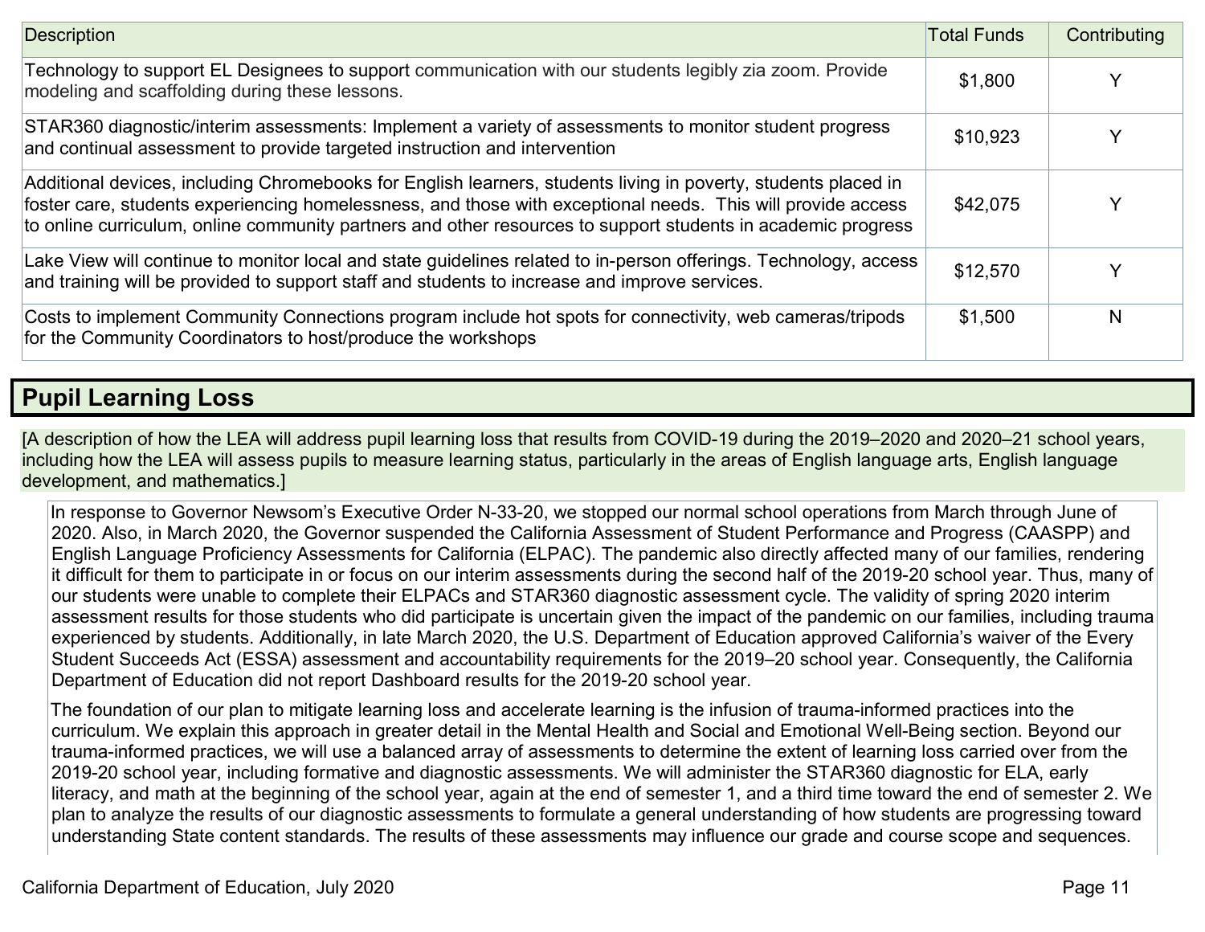| Description | Total Funds | Contributing |
| --- | --- | --- |
| Technology to support EL Designees to support communication with our students legibly zia zoom. Provide modeling and scaffolding during these lessons. | $1,800 | Y |
| STAR360 diagnostic/interim assessments: Implement a variety of assessments to monitor student progress and continual assessment to provide targeted instruction and intervention | $10,923 | Y |
| Additional devices, including Chromebooks for English learners, students living in poverty, students placed in foster care, students experiencing homelessness, and those with exceptional needs. This will provide access to online curriculum, online community partners and other resources to support students in academic progress | $42,075 | Y |
| Lake View will continue to monitor local and state guidelines related to in-person offerings. Technology, access and training will be provided to support staff and students to increase and improve services. | $12,570 | Y |
| Costs to implement Community Connections program include hot spots for connectivity, web cameras/tripods for the Community Coordinators to host/produce the workshops | $1,500 | N |

## Pupil Learning Loss

[A description of how the LEA will address pupil learning loss that results from COVID-19 during the 2019–2020 and 2020–21 school years, including how the LEA will assess pupils to measure learning status, particularly in the areas of English language arts, English language development, and mathematics.]

In response to Governor Newsom's Executive Order N-33-20, we stopped our normal school operations from March through June of 2020. Also, in March 2020, the Governor suspended the California Assessment of Student Performance and Progress (CAASPP) and English Language Proficiency Assessments for California (ELPAC). The pandemic also directly affected many of our families, rendering it difficult for them to participate in or focus on our interim assessments during the second half of the 2019-20 school year. Thus, many of our students were unable to complete their ELPACs and STAR360 diagnostic assessment cycle. The validity of spring 2020 interim assessment results for those students who did participate is uncertain given the impact of the pandemic on our families, including trauma experienced by students. Additionally, in late March 2020, the U.S. Department of Education approved California's waiver of the Every Student Succeeds Act (ESSA) assessment and accountability requirements for the 2019–20 school year. Consequently, the California Department of Education did not report Dashboard results for the 2019-20 school year.

The foundation of our plan to mitigate learning loss and accelerate learning is the infusion of trauma-informed practices into the curriculum. We explain this approach in greater detail in the Mental Health and Social and Emotional Well-Being section. Beyond our trauma-informed practices, we will use a balanced array of assessments to determine the extent of learning loss carried over from the 2019-20 school year, including formative and diagnostic assessments. We will administer the STAR360 diagnostic for ELA, early literacy, and math at the beginning of the school year, again at the end of semester 1, and a third time toward the end of semester 2. We plan to analyze the results of our diagnostic assessments to formulate a general understanding of how students are progressing toward understanding State content standards. The results of these assessments may influence our grade and course scope and sequences.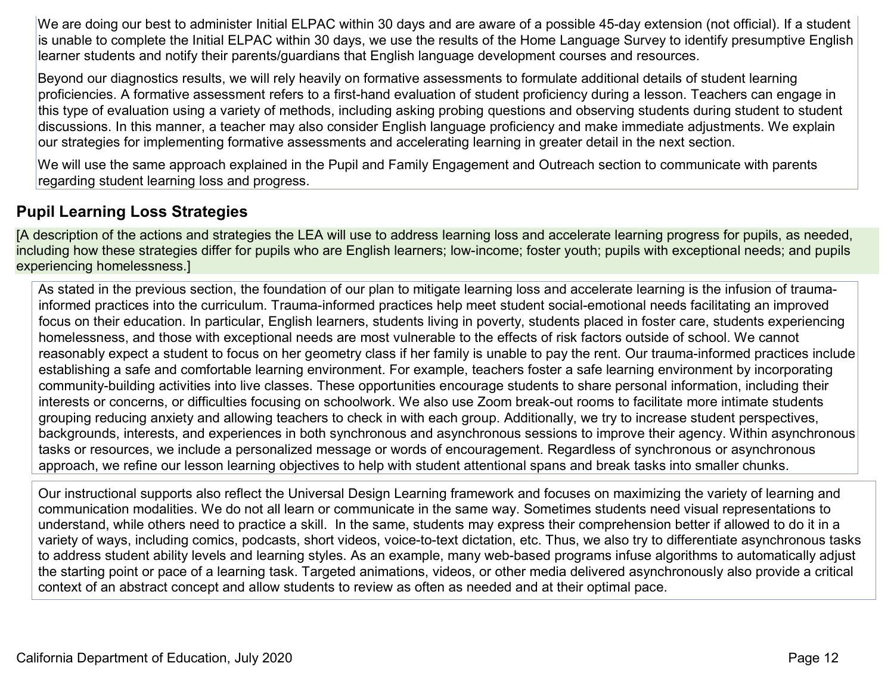We are doing our best to administer Initial ELPAC within 30 days and are aware of a possible 45-day extension (not official). If a student is unable to complete the Initial ELPAC within 30 days, we use the results of the Home Language Survey to identify presumptive English learner students and notify their parents/guardians that English language development courses and resources.

Beyond our diagnostics results, we will rely heavily on formative assessments to formulate additional details of student learning proficiencies. A formative assessment refers to a first-hand evaluation of student proficiency during a lesson. Teachers can engage in this type of evaluation using a variety of methods, including asking probing questions and observing students during student to student discussions. In this manner, a teacher may also consider English language proficiency and make immediate adjustments. We explain our strategies for implementing formative assessments and accelerating learning in greater detail in the next section.

We will use the same approach explained in the Pupil and Family Engagement and Outreach section to communicate with parents regarding student learning loss and progress.

## Pupil Learning Loss Strategies

[A description of the actions and strategies the LEA will use to address learning loss and accelerate learning progress for pupils, as needed, including how these strategies differ for pupils who are English learners; low-income; foster youth; pupils with exceptional needs; and pupils experiencing homelessness.]

As stated in the previous section, the foundation of our plan to mitigate learning loss and accelerate learning is the infusion of trauma-informed practices into the curriculum. Trauma-informed practices help meet student social-emotional needs facilitating an improved focus on their education. In particular, English learners, students living in poverty, students placed in foster care, students experiencing homelessness, and those with exceptional needs are most vulnerable to the effects of risk factors outside of school. We cannot reasonably expect a student to focus on her geometry class if her family is unable to pay the rent. Our trauma-informed practices include establishing a safe and comfortable learning environment. For example, teachers foster a safe learning environment by incorporating community-building activities into live classes. These opportunities encourage students to share personal information, including their interests or concerns, or difficulties focusing on schoolwork. We also use Zoom break-out rooms to facilitate more intimate students grouping reducing anxiety and allowing teachers to check in with each group. Additionally, we try to increase student perspectives, backgrounds, interests, and experiences in both synchronous and asynchronous sessions to improve their agency. Within asynchronous tasks or resources, we include a personalized message or words of encouragement. Regardless of synchronous or asynchronous approach, we refine our lesson learning objectives to help with student attentional spans and break tasks into smaller chunks.

Our instructional supports also reflect the Universal Design Learning framework and focuses on maximizing the variety of learning and communication modalities. We do not all learn or communicate in the same way. Sometimes students need visual representations to understand, while others need to practice a skill. In the same, students may express their comprehension better if allowed to do it in a variety of ways, including comics, podcasts, short videos, voice-to-text dictation, etc. Thus, we also try to differentiate asynchronous tasks to address student ability levels and learning styles. As an example, many web-based programs infuse algorithms to automatically adjust the starting point or pace of a learning task. Targeted animations, videos, or other media delivered asynchronously also provide a critical context of an abstract concept and allow students to review as often as needed and at their optimal pace.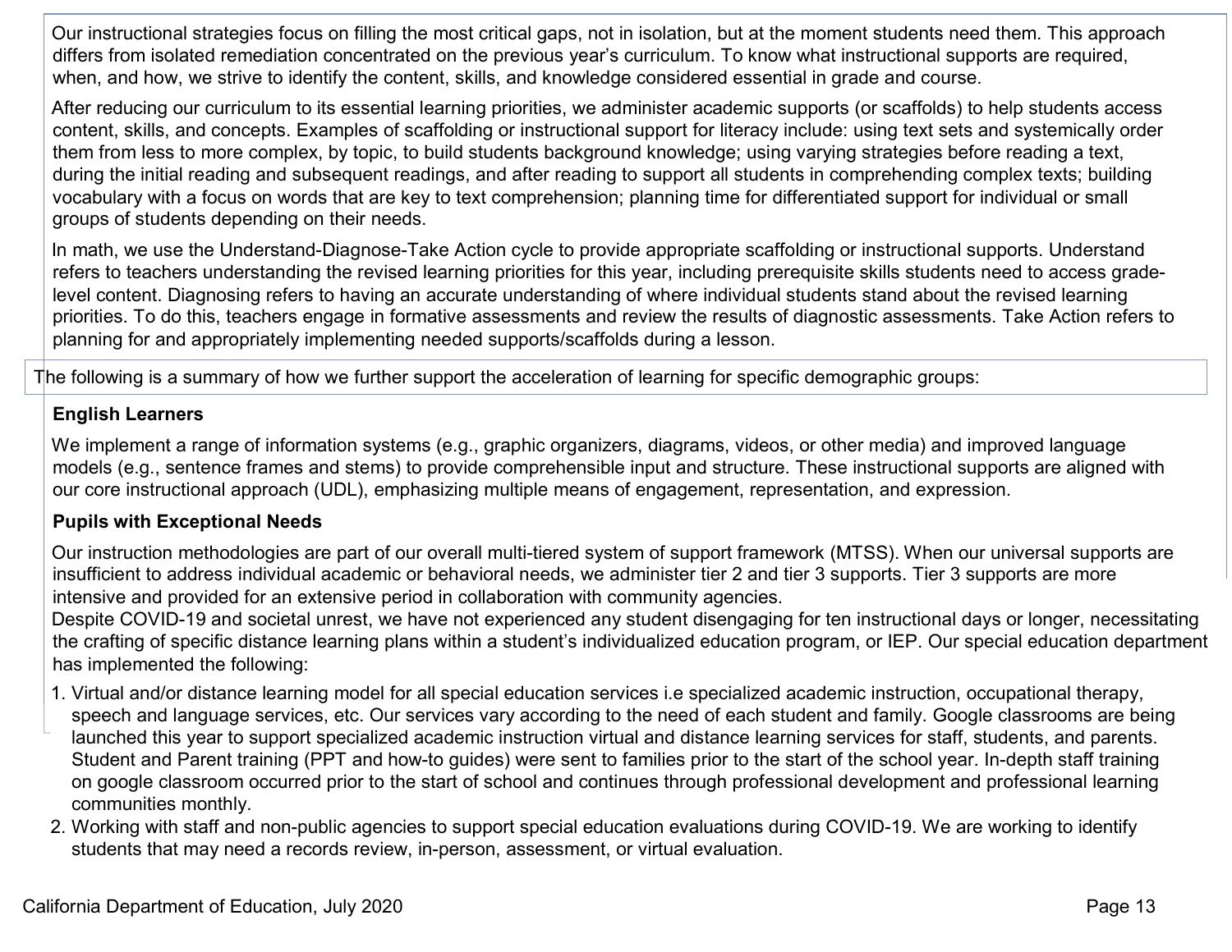Our instructional strategies focus on filling the most critical gaps, not in isolation, but at the moment students need them. This approach differs from isolated remediation concentrated on the previous year's curriculum. To know what instructional supports are required, when, and how, we strive to identify the content, skills, and knowledge considered essential in grade and course.

After reducing our curriculum to its essential learning priorities, we administer academic supports (or scaffolds) to help students access content, skills, and concepts. Examples of scaffolding or instructional support for literacy include: using text sets and systemically order them from less to more complex, by topic, to build students background knowledge; using varying strategies before reading a text, during the initial reading and subsequent readings, and after reading to support all students in comprehending complex texts; building vocabulary with a focus on words that are key to text comprehension; planning time for differentiated support for individual or small groups of students depending on their needs.

In math, we use the Understand-Diagnose-Take Action cycle to provide appropriate scaffolding or instructional supports. Understand refers to teachers understanding the revised learning priorities for this year, including prerequisite skills students need to access grade-level content. Diagnosing refers to having an accurate understanding of where individual students stand about the revised learning priorities. To do this, teachers engage in formative assessments and review the results of diagnostic assessments. Take Action refers to planning for and appropriately implementing needed supports/scaffolds during a lesson.

The following is a summary of how we further support the acceleration of learning for specific demographic groups:

**English Learners**

We implement a range of information systems (e.g., graphic organizers, diagrams, videos, or other media) and improved language models (e.g., sentence frames and stems) to provide comprehensible input and structure. These instructional supports are aligned with our core instructional approach (UDL), emphasizing multiple means of engagement, representation, and expression.

**Pupils with Exceptional Needs**

Our instruction methodologies are part of our overall multi-tiered system of support framework (MTSS). When our universal supports are insufficient to address individual academic or behavioral needs, we administer tier 2 and tier 3 supports. Tier 3 supports are more intensive and provided for an extensive period in collaboration with community agencies.
Despite COVID-19 and societal unrest, we have not experienced any student disengaging for ten instructional days or longer, necessitating the crafting of specific distance learning plans within a student's individualized education program, or IEP. Our special education department has implemented the following:

1. Virtual and/or distance learning model for all special education services i.e specialized academic instruction, occupational therapy, speech and language services, etc. Our services vary according to the need of each student and family. Google classrooms are being launched this year to support specialized academic instruction virtual and distance learning services for staff, students, and parents. Student and Parent training (PPT and how-to guides) were sent to families prior to the start of the school year. In-depth staff training on google classroom occurred prior to the start of school and continues through professional development and professional learning communities monthly.
2. Working with staff and non-public agencies to support special education evaluations during COVID-19. We are working to identify students that may need a records review, in-person, assessment, or virtual evaluation.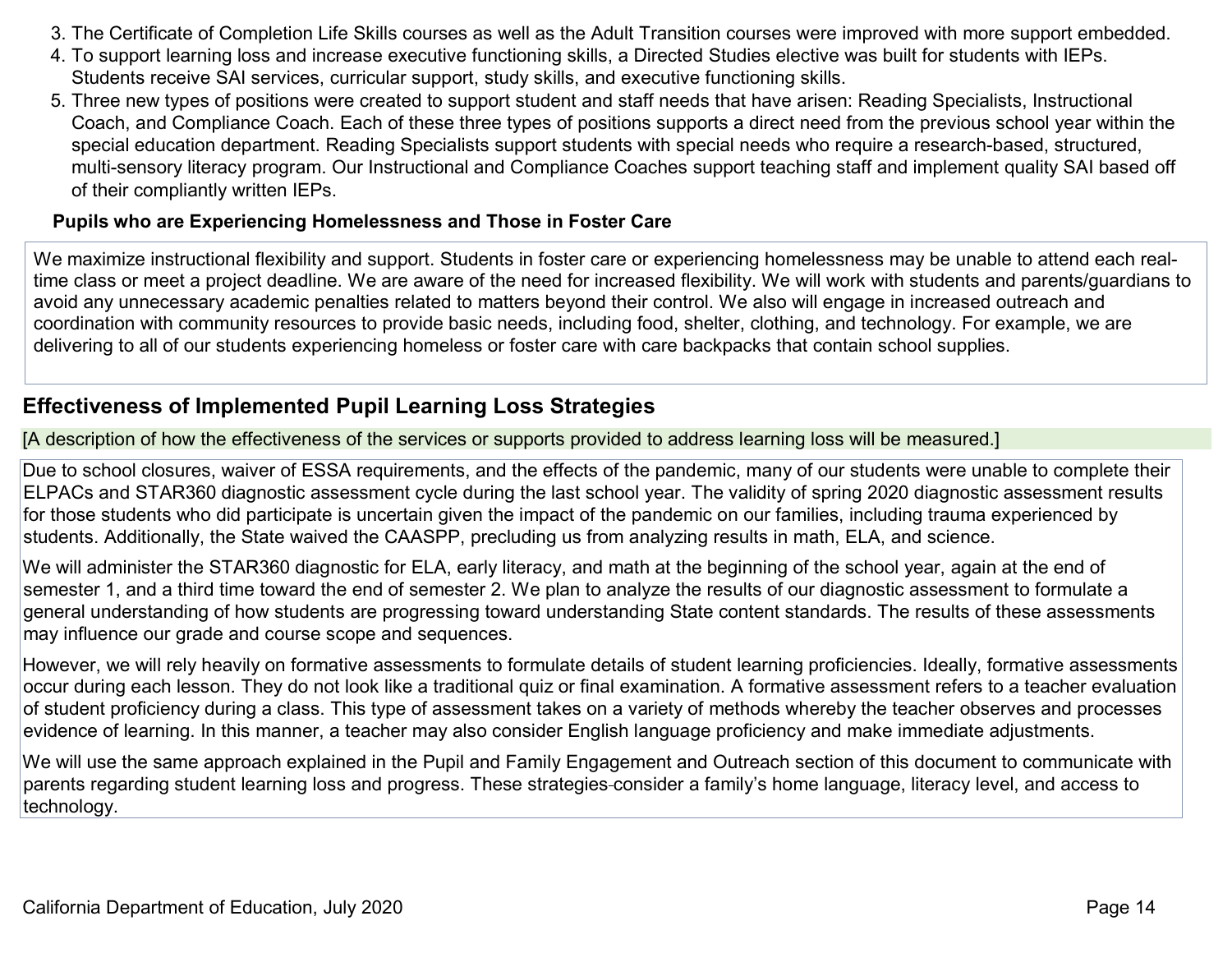3. The Certificate of Completion Life Skills courses as well as the Adult Transition courses were improved with more support embedded.
4. To support learning loss and increase executive functioning skills, a Directed Studies elective was built for students with IEPs. Students receive SAI services, curricular support, study skills, and executive functioning skills.
5. Three new types of positions were created to support student and staff needs that have arisen: Reading Specialists, Instructional Coach, and Compliance Coach. Each of these three types of positions supports a direct need from the previous school year within the special education department. Reading Specialists support students with special needs who require a research-based, structured, multi-sensory literacy program. Our Instructional and Compliance Coaches support teaching staff and implement quality SAI based off of their compliantly written IEPs.

**Pupils who are Experiencing Homelessness and Those in Foster Care**

We maximize instructional flexibility and support. Students in foster care or experiencing homelessness may be unable to attend each real-time class or meet a project deadline. We are aware of the need for increased flexibility. We will work with students and parents/guardians to avoid any unnecessary academic penalties related to matters beyond their control. We also will engage in increased outreach and coordination with community resources to provide basic needs, including food, shelter, clothing, and technology. For example, we are delivering to all of our students experiencing homeless or foster care with care backpacks that contain school supplies.

## Effectiveness of Implemented Pupil Learning Loss Strategies

[A description of how the effectiveness of the services or supports provided to address learning loss will be measured.]

Due to school closures, waiver of ESSA requirements, and the effects of the pandemic, many of our students were unable to complete their ELPACs and STAR360 diagnostic assessment cycle during the last school year. The validity of spring 2020 diagnostic assessment results for those students who did participate is uncertain given the impact of the pandemic on our families, including trauma experienced by students. Additionally, the State waived the CAASPP, precluding us from analyzing results in math, ELA, and science.

We will administer the STAR360 diagnostic for ELA, early literacy, and math at the beginning of the school year, again at the end of semester 1, and a third time toward the end of semester 2. We plan to analyze the results of our diagnostic assessment to formulate a general understanding of how students are progressing toward understanding State content standards. The results of these assessments may influence our grade and course scope and sequences.

However, we will rely heavily on formative assessments to formulate details of student learning proficiencies. Ideally, formative assessments occur during each lesson. They do not look like a traditional quiz or final examination. A formative assessment refers to a teacher evaluation of student proficiency during a class. This type of assessment takes on a variety of methods whereby the teacher observes and processes evidence of learning. In this manner, a teacher may also consider English language proficiency and make immediate adjustments.

We will use the same approach explained in the Pupil and Family Engagement and Outreach section of this document to communicate with parents regarding student learning loss and progress. These strategies consider a family's home language, literacy level, and access to technology.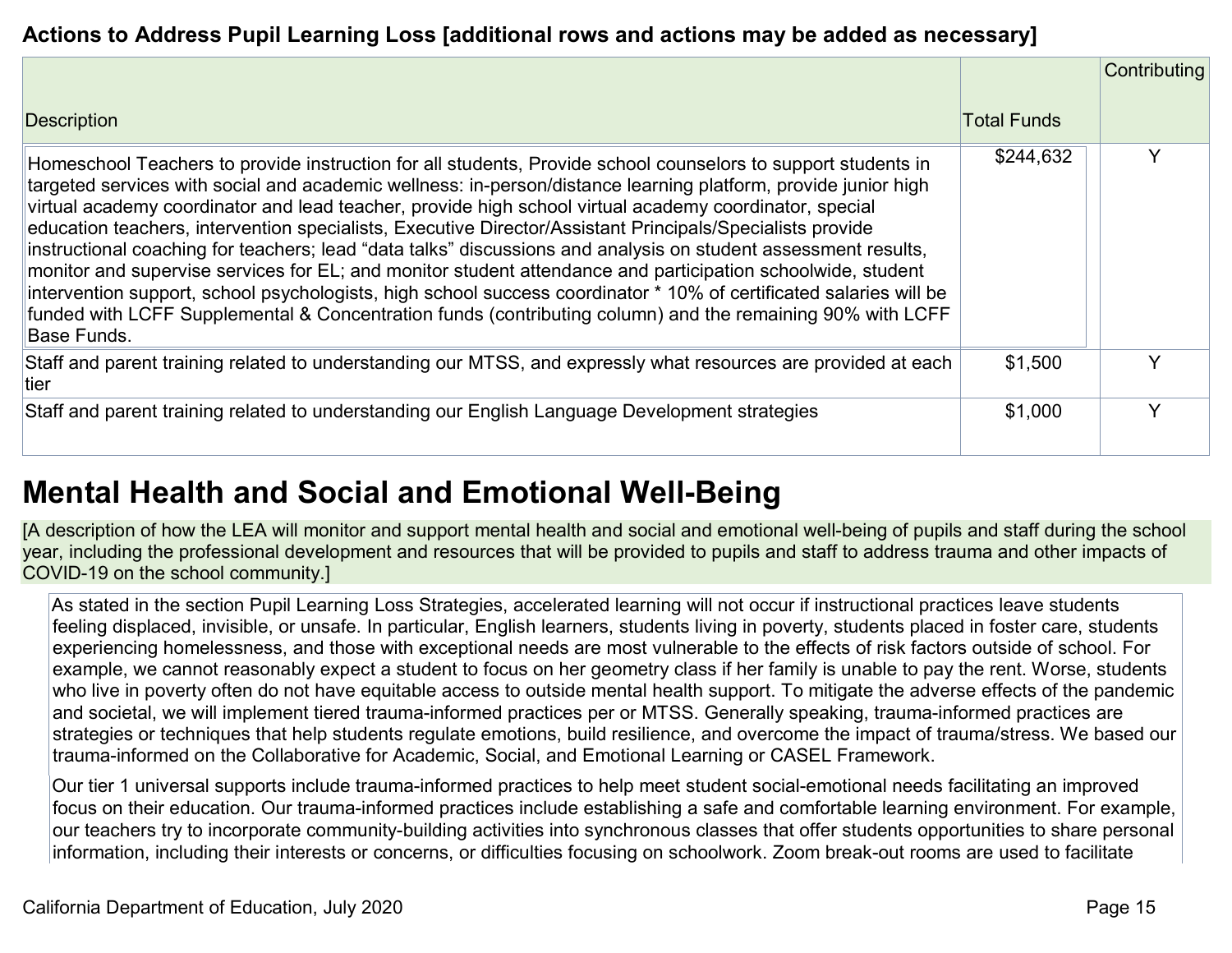**Actions to Address Pupil Learning Loss [additional rows and actions may be added as necessary]**

| Description | Total Funds | Contributing |
|---|---|---|
| Homeschool Teachers to provide instruction for all students, Provide school counselors to support students in targeted services with social and academic wellness: in-person/distance learning platform, provide junior high virtual academy coordinator and lead teacher, provide high school virtual academy coordinator, special education teachers, intervention specialists, Executive Director/Assistant Principals/Specialists provide instructional coaching for teachers; lead "data talks" discussions and analysis on student assessment results, monitor and supervise services for EL; and monitor student attendance and participation schoolwide, student intervention support, school psychologists, high school success coordinator * 10% of certificated salaries will be funded with LCFF Supplemental & Concentration funds (contributing column) and the remaining 90% with LCFF Base Funds. | $244,632 | Y |
| Staff and parent training related to understanding our MTSS, and expressly what resources are provided at each tier | $1,500 | Y |
| Staff and parent training related to understanding our English Language Development strategies | $1,000 | Y |

# Mental Health and Social and Emotional Well-Being

[A description of how the LEA will monitor and support mental health and social and emotional well-being of pupils and staff during the school year, including the professional development and resources that will be provided to pupils and staff to address trauma and other impacts of COVID-19 on the school community.]

As stated in the section Pupil Learning Loss Strategies, accelerated learning will not occur if instructional practices leave students feeling displaced, invisible, or unsafe. In particular, English learners, students living in poverty, students placed in foster care, students experiencing homelessness, and those with exceptional needs are most vulnerable to the effects of risk factors outside of school. For example, we cannot reasonably expect a student to focus on her geometry class if her family is unable to pay the rent. Worse, students who live in poverty often do not have equitable access to outside mental health support. To mitigate the adverse effects of the pandemic and societal, we will implement tiered trauma-informed practices per or MTSS. Generally speaking, trauma-informed practices are strategies or techniques that help students regulate emotions, build resilience, and overcome the impact of trauma/stress. We based our trauma-informed on the Collaborative for Academic, Social, and Emotional Learning or CASEL Framework.

Our tier 1 universal supports include trauma-informed practices to help meet student social-emotional needs facilitating an improved focus on their education. Our trauma-informed practices include establishing a safe and comfortable learning environment. For example, our teachers try to incorporate community-building activities into synchronous classes that offer students opportunities to share personal information, including their interests or concerns, or difficulties focusing on schoolwork. Zoom break-out rooms are used to facilitate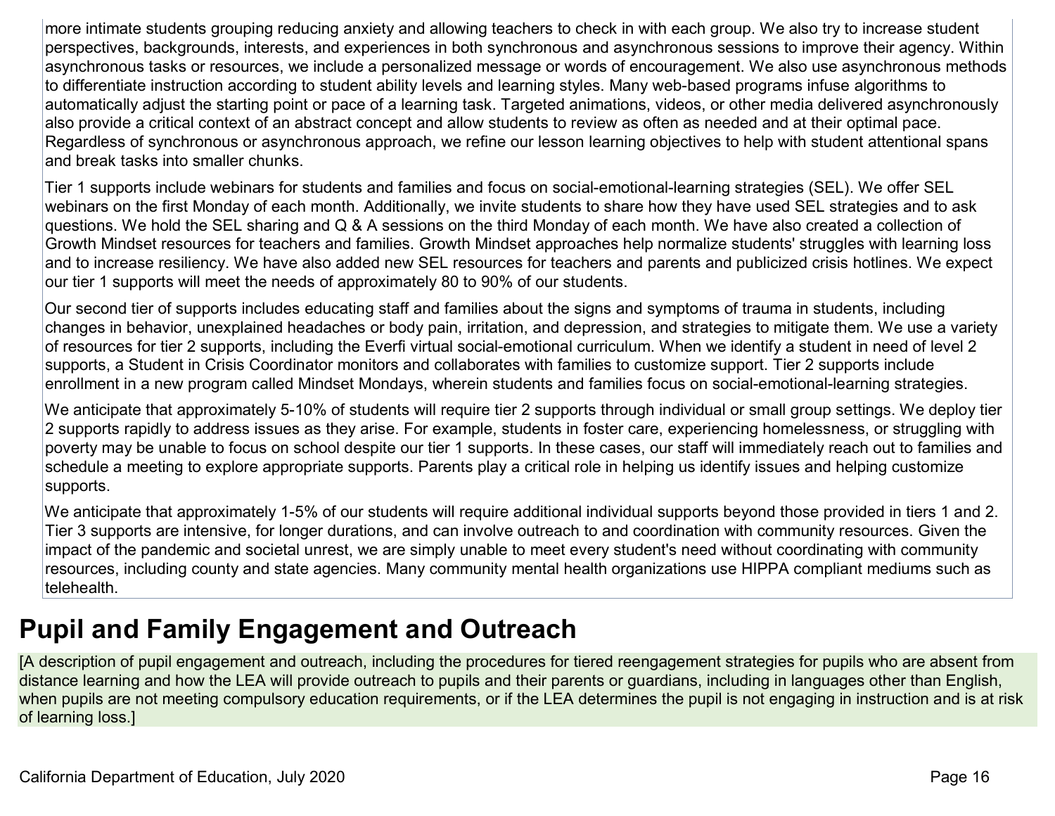more intimate students grouping reducing anxiety and allowing teachers to check in with each group. We also try to increase student perspectives, backgrounds, interests, and experiences in both synchronous and asynchronous sessions to improve their agency. Within asynchronous tasks or resources, we include a personalized message or words of encouragement. We also use asynchronous methods to differentiate instruction according to student ability levels and learning styles. Many web-based programs infuse algorithms to automatically adjust the starting point or pace of a learning task. Targeted animations, videos, or other media delivered asynchronously also provide a critical context of an abstract concept and allow students to review as often as needed and at their optimal pace. Regardless of synchronous or asynchronous approach, we refine our lesson learning objectives to help with student attentional spans and break tasks into smaller chunks.

Tier 1 supports include webinars for students and families and focus on social-emotional-learning strategies (SEL). We offer SEL webinars on the first Monday of each month. Additionally, we invite students to share how they have used SEL strategies and to ask questions. We hold the SEL sharing and Q & A sessions on the third Monday of each month. We have also created a collection of Growth Mindset resources for teachers and families. Growth Mindset approaches help normalize students' struggles with learning loss and to increase resiliency. We have also added new SEL resources for teachers and parents and publicized crisis hotlines. We expect our tier 1 supports will meet the needs of approximately 80 to 90% of our students.

Our second tier of supports includes educating staff and families about the signs and symptoms of trauma in students, including changes in behavior, unexplained headaches or body pain, irritation, and depression, and strategies to mitigate them. We use a variety of resources for tier 2 supports, including the Everfi virtual social-emotional curriculum. When we identify a student in need of level 2 supports, a Student in Crisis Coordinator monitors and collaborates with families to customize support. Tier 2 supports include enrollment in a new program called Mindset Mondays, wherein students and families focus on social-emotional-learning strategies.

We anticipate that approximately 5-10% of students will require tier 2 supports through individual or small group settings. We deploy tier 2 supports rapidly to address issues as they arise. For example, students in foster care, experiencing homelessness, or struggling with poverty may be unable to focus on school despite our tier 1 supports. In these cases, our staff will immediately reach out to families and schedule a meeting to explore appropriate supports. Parents play a critical role in helping us identify issues and helping customize supports.

We anticipate that approximately 1-5% of our students will require additional individual supports beyond those provided in tiers 1 and 2. Tier 3 supports are intensive, for longer durations, and can involve outreach to and coordination with community resources. Given the impact of the pandemic and societal unrest, we are simply unable to meet every student's need without coordinating with community resources, including county and state agencies. Many community mental health organizations use HIPPA compliant mediums such as telehealth.

## Pupil and Family Engagement and Outreach

[A description of pupil engagement and outreach, including the procedures for tiered reengagement strategies for pupils who are absent from distance learning and how the LEA will provide outreach to pupils and their parents or guardians, including in languages other than English, when pupils are not meeting compulsory education requirements, or if the LEA determines the pupil is not engaging in instruction and is at risk of learning loss.]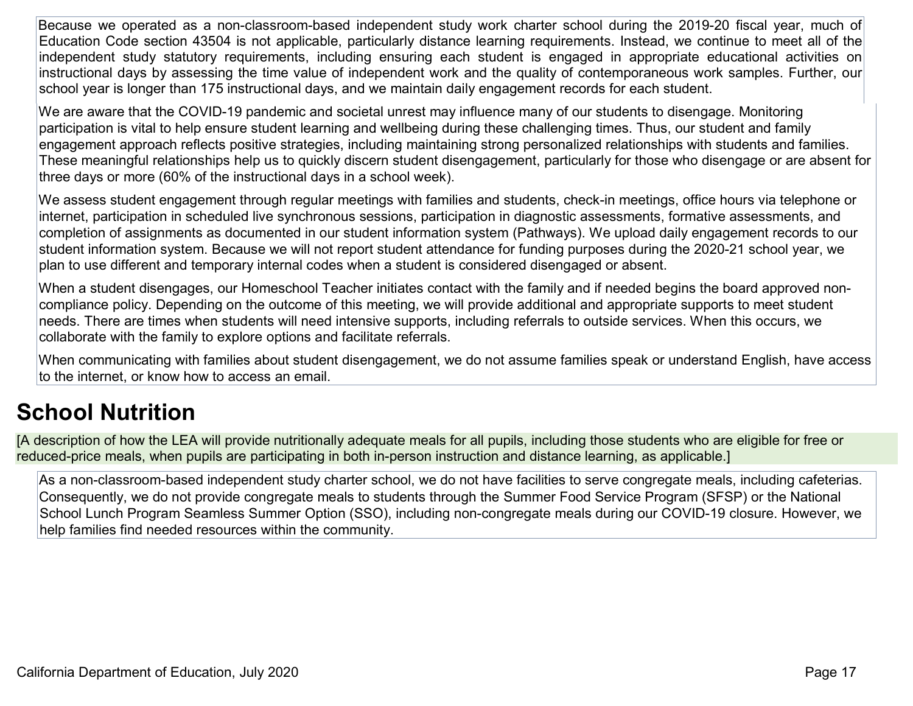Because we operated as a non-classroom-based independent study work charter school during the 2019-20 fiscal year, much of Education Code section 43504 is not applicable, particularly distance learning requirements. Instead, we continue to meet all of the independent study statutory requirements, including ensuring each student is engaged in appropriate educational activities on instructional days by assessing the time value of independent work and the quality of contemporaneous work samples. Further, our school year is longer than 175 instructional days, and we maintain daily engagement records for each student.

We are aware that the COVID-19 pandemic and societal unrest may influence many of our students to disengage. Monitoring participation is vital to help ensure student learning and wellbeing during these challenging times. Thus, our student and family engagement approach reflects positive strategies, including maintaining strong personalized relationships with students and families. These meaningful relationships help us to quickly discern student disengagement, particularly for those who disengage or are absent for three days or more (60% of the instructional days in a school week).

We assess student engagement through regular meetings with families and students, check-in meetings, office hours via telephone or internet, participation in scheduled live synchronous sessions, participation in diagnostic assessments, formative assessments, and completion of assignments as documented in our student information system (Pathways). We upload daily engagement records to our student information system. Because we will not report student attendance for funding purposes during the 2020-21 school year, we plan to use different and temporary internal codes when a student is considered disengaged or absent.

When a student disengages, our Homeschool Teacher initiates contact with the family and if needed begins the board approved non-compliance policy. Depending on the outcome of this meeting, we will provide additional and appropriate supports to meet student needs. There are times when students will need intensive supports, including referrals to outside services. When this occurs, we collaborate with the family to explore options and facilitate referrals.

When communicating with families about student disengagement, we do not assume families speak or understand English, have access to the internet, or know how to access an email.

## School Nutrition

[A description of how the LEA will provide nutritionally adequate meals for all pupils, including those students who are eligible for free or reduced-price meals, when pupils are participating in both in-person instruction and distance learning, as applicable.]

As a non-classroom-based independent study charter school, we do not have facilities to serve congregate meals, including cafeterias. Consequently, we do not provide congregate meals to students through the Summer Food Service Program (SFSP) or the National School Lunch Program Seamless Summer Option (SSO), including non-congregate meals during our COVID-19 closure. However, we help families find needed resources within the community.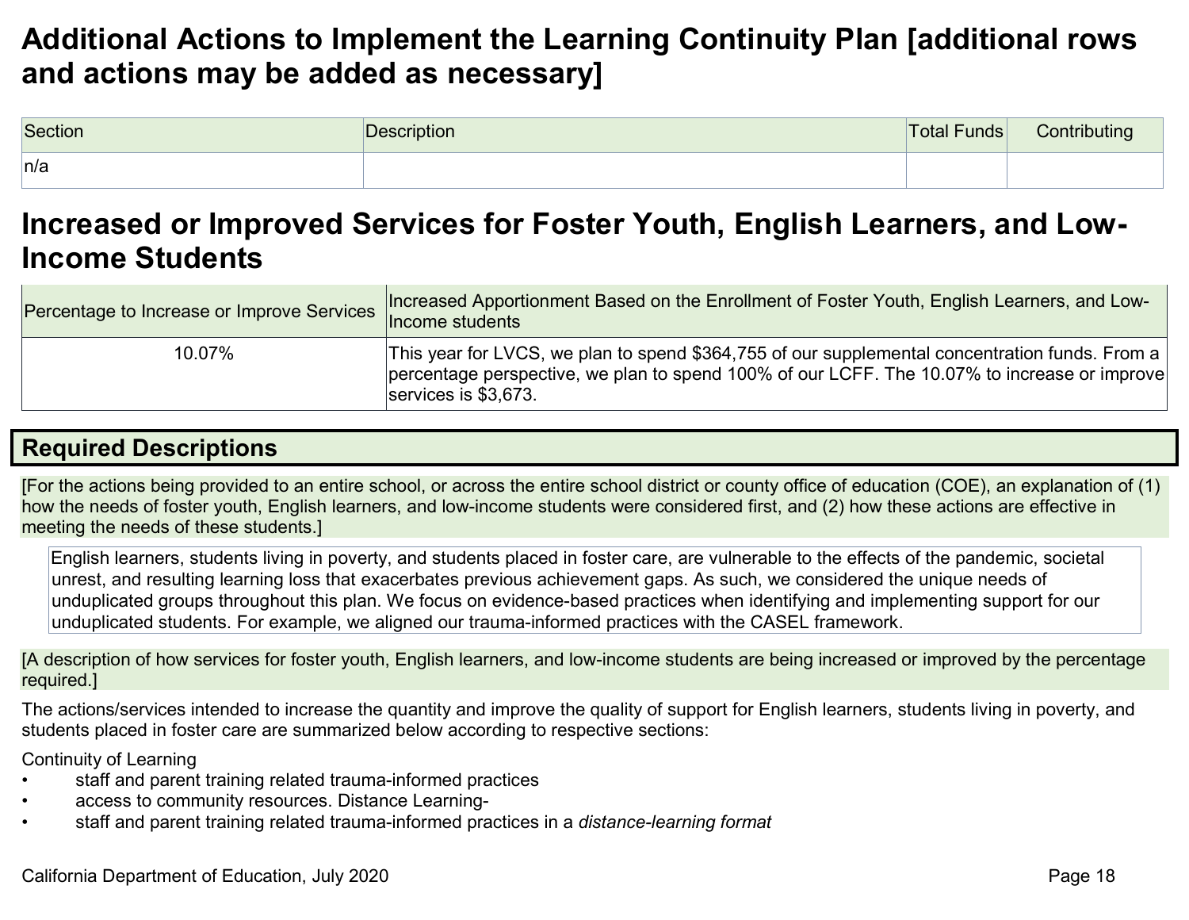# Additional Actions to Implement the Learning Continuity Plan [additional rows and actions may be added as necessary]

| Section | Description | Total Funds | Contributing |
| --- | --- | --- | --- |
| n/a | | | |

# Increased or Improved Services for Foster Youth, English Learners, and Low-Income Students

| Percentage to Increase or Improve Services | Increased Apportionment Based on the Enrollment of Foster Youth, English Learners, and Low-Income students |
| --- | --- |
| 10.07% | This year for LVCS, we plan to spend $364,755 of our supplemental concentration funds. From a percentage perspective, we plan to spend 100% of our LCFF. The 10.07% to increase or improve services is $3,673. |

## Required Descriptions

[For the actions being provided to an entire school, or across the entire school district or county office of education (COE), an explanation of (1) how the needs of foster youth, English learners, and low-income students were considered first, and (2) how these actions are effective in meeting the needs of these students.]

English learners, students living in poverty, and students placed in foster care, are vulnerable to the effects of the pandemic, societal unrest, and resulting learning loss that exacerbates previous achievement gaps. As such, we considered the unique needs of unduplicated groups throughout this plan. We focus on evidence-based practices when identifying and implementing support for our unduplicated students. For example, we aligned our trauma-informed practices with the CASEL framework.

[A description of how services for foster youth, English learners, and low-income students are being increased or improved by the percentage required.]

The actions/services intended to increase the quantity and improve the quality of support for English learners, students living in poverty, and students placed in foster care are summarized below according to respective sections:

Continuity of Learning

- staff and parent training related trauma-informed practices
- access to community resources. Distance Learning-
- staff and parent training related trauma-informed practices in a *distance-learning format*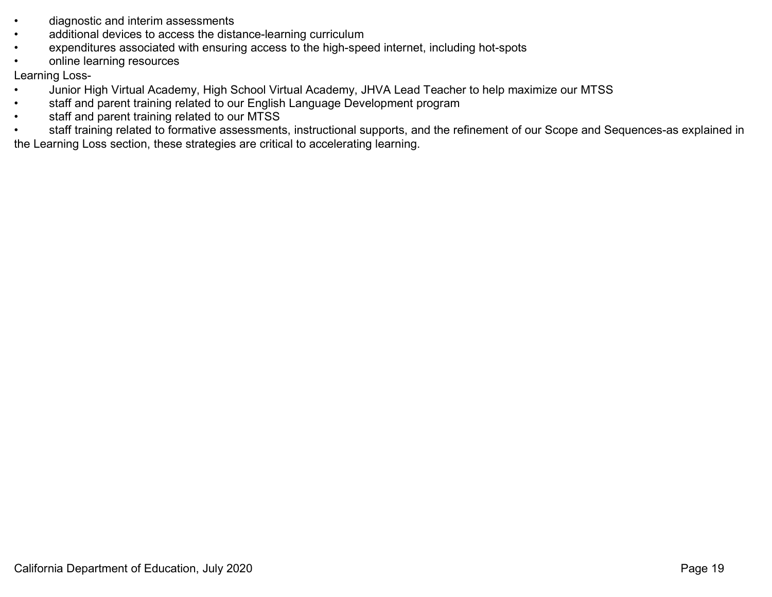- diagnostic and interim assessments
- additional devices to access the distance-learning curriculum
- expenditures associated with ensuring access to the high-speed internet, including hot-spots
- online learning resources

Learning Loss-

- Junior High Virtual Academy, High School Virtual Academy, JHVA Lead Teacher to help maximize our MTSS
- staff and parent training related to our English Language Development program
- staff and parent training related to our MTSS
- staff training related to formative assessments, instructional supports, and the refinement of our Scope and Sequences-as explained in the Learning Loss section, these strategies are critical to accelerating learning.